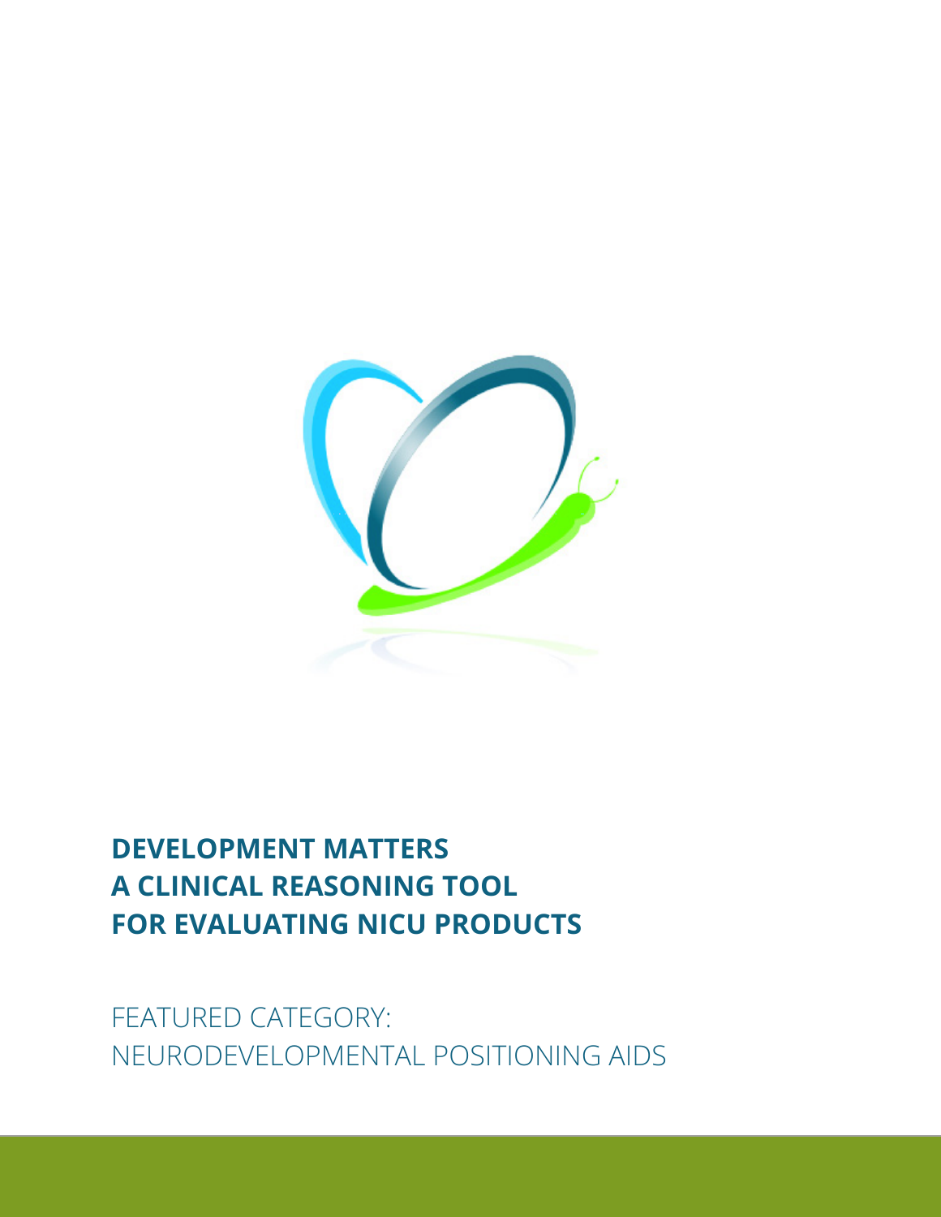# DEVELOPMENT MATTERS
# A CLINICAL REASONING TOOL
# FOR EVALUATING NICU PRODUCTS

FEATURED CATEGORY:
NEURODEVELOPMENTAL POSITIONING AIDS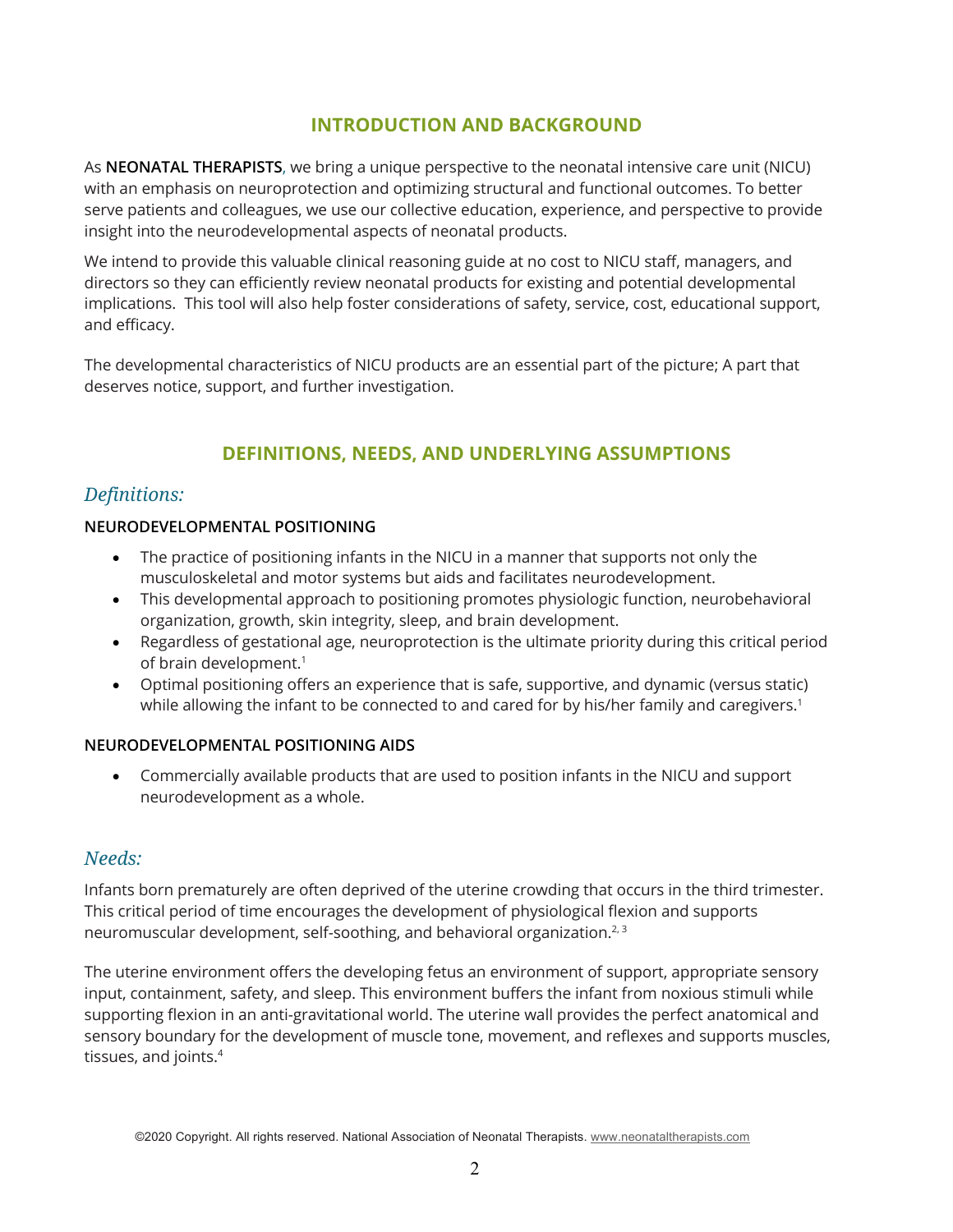## INTRODUCTION AND BACKGROUND

As **NEONATAL THERAPISTS**, we bring a unique perspective to the neonatal intensive care unit (NICU) with an emphasis on neuroprotection and optimizing structural and functional outcomes. To better serve patients and colleagues, we use our collective education, experience, and perspective to provide insight into the neurodevelopmental aspects of neonatal products.

We intend to provide this valuable clinical reasoning guide at no cost to NICU staff, managers, and directors so they can efficiently review neonatal products for existing and potential developmental implications. This tool will also help foster considerations of safety, service, cost, educational support, and efficacy.

The developmental characteristics of NICU products are an essential part of the picture; A part that deserves notice, support, and further investigation.

## DEFINITIONS, NEEDS, AND UNDERLYING ASSUMPTIONS

### *Definitions:*

**NEURODEVELOPMENTAL POSITIONING**

- The practice of positioning infants in the NICU in a manner that supports not only the musculoskeletal and motor systems but aids and facilitates neurodevelopment.
- This developmental approach to positioning promotes physiologic function, neurobehavioral organization, growth, skin integrity, sleep, and brain development.
- Regardless of gestational age, neuroprotection is the ultimate priority during this critical period of brain development.[1]
- Optimal positioning offers an experience that is safe, supportive, and dynamic (versus static) while allowing the infant to be connected to and cared for by his/her family and caregivers.[1]

**NEURODEVELOPMENTAL POSITIONING AIDS**

- Commercially available products that are used to position infants in the NICU and support neurodevelopment as a whole.

### *Needs:*

Infants born prematurely are often deprived of the uterine crowding that occurs in the third trimester. This critical period of time encourages the development of physiological flexion and supports neuromuscular development, self-soothing, and behavioral organization.[2, 3]

The uterine environment offers the developing fetus an environment of support, appropriate sensory input, containment, safety, and sleep. This environment buffers the infant from noxious stimuli while supporting flexion in an anti-gravitational world. The uterine wall provides the perfect anatomical and sensory boundary for the development of muscle tone, movement, and reflexes and supports muscles, tissues, and joints.[4]

©2020 Copyright. All rights reserved. National Association of Neonatal Therapists. www.neonataltherapists.com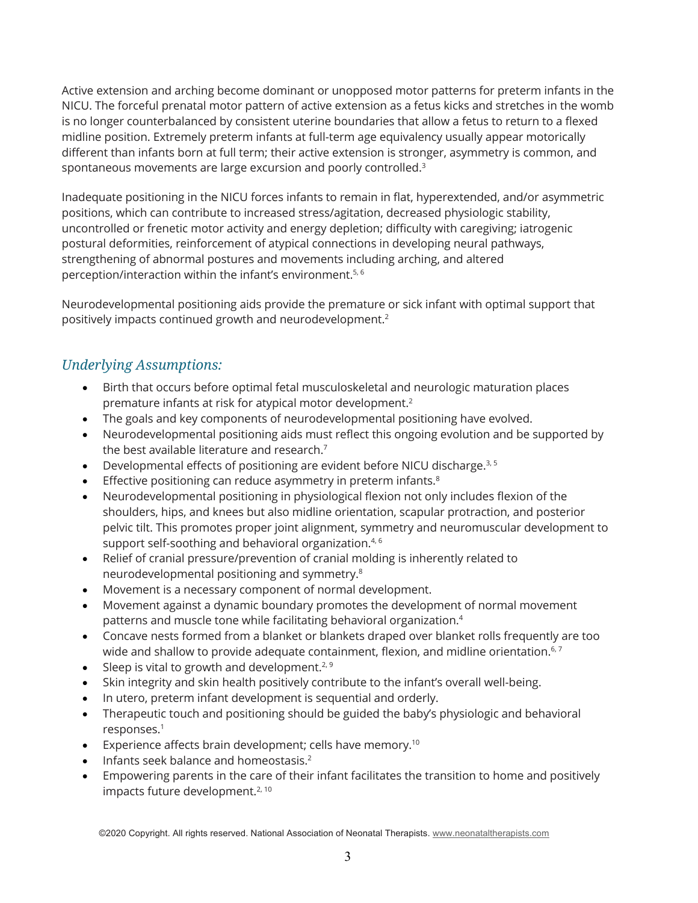Active extension and arching become dominant or unopposed motor patterns for preterm infants in the NICU. The forceful prenatal motor pattern of active extension as a fetus kicks and stretches in the womb is no longer counterbalanced by consistent uterine boundaries that allow a fetus to return to a flexed midline position. Extremely preterm infants at full-term age equivalency usually appear motorically different than infants born at full term; their active extension is stronger, asymmetry is common, and spontaneous movements are large excursion and poorly controlled.[3]

Inadequate positioning in the NICU forces infants to remain in flat, hyperextended, and/or asymmetric positions, which can contribute to increased stress/agitation, decreased physiologic stability, uncontrolled or frenetic motor activity and energy depletion; difficulty with caregiving; iatrogenic postural deformities, reinforcement of atypical connections in developing neural pathways, strengthening of abnormal postures and movements including arching, and altered perception/interaction within the infant's environment.[5, 6]

Neurodevelopmental positioning aids provide the premature or sick infant with optimal support that positively impacts continued growth and neurodevelopment.[2]

## *Underlying Assumptions:*

- Birth that occurs before optimal fetal musculoskeletal and neurologic maturation places premature infants at risk for atypical motor development.[2]
- The goals and key components of neurodevelopmental positioning have evolved.
- Neurodevelopmental positioning aids must reflect this ongoing evolution and be supported by the best available literature and research.[7]
- Developmental effects of positioning are evident before NICU discharge.[3, 5]
- Effective positioning can reduce asymmetry in preterm infants.[8]
- Neurodevelopmental positioning in physiological flexion not only includes flexion of the shoulders, hips, and knees but also midline orientation, scapular protraction, and posterior pelvic tilt. This promotes proper joint alignment, symmetry and neuromuscular development to support self-soothing and behavioral organization.[4, 6]
- Relief of cranial pressure/prevention of cranial molding is inherently related to neurodevelopmental positioning and symmetry.[8]
- Movement is a necessary component of normal development.
- Movement against a dynamic boundary promotes the development of normal movement patterns and muscle tone while facilitating behavioral organization.[4]
- Concave nests formed from a blanket or blankets draped over blanket rolls frequently are too wide and shallow to provide adequate containment, flexion, and midline orientation.[6, 7]
- Sleep is vital to growth and development.[2, 9]
- Skin integrity and skin health positively contribute to the infant's overall well-being.
- In utero, preterm infant development is sequential and orderly.
- Therapeutic touch and positioning should be guided the baby's physiologic and behavioral responses.[1]
- Experience affects brain development; cells have memory.[10]
- Infants seek balance and homeostasis.[2]
- Empowering parents in the care of their infant facilitates the transition to home and positively impacts future development.[2, 10]

©2020 Copyright. All rights reserved. National Association of Neonatal Therapists. www.neonataltherapists.com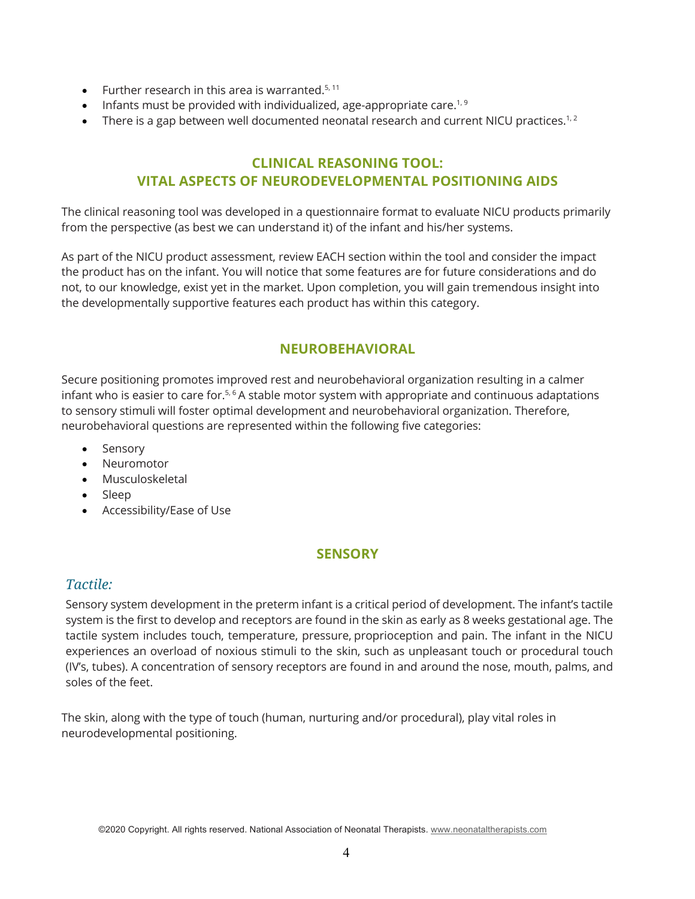- Further research in this area is warranted.[5, 11]
- Infants must be provided with individualized, age-appropriate care.[1, 9]
- There is a gap between well documented neonatal research and current NICU practices.[1, 2]

## CLINICAL REASONING TOOL: VITAL ASPECTS OF NEURODEVELOPMENTAL POSITIONING AIDS

The clinical reasoning tool was developed in a questionnaire format to evaluate NICU products primarily from the perspective (as best we can understand it) of the infant and his/her systems.

As part of the NICU product assessment, review EACH section within the tool and consider the impact the product has on the infant. You will notice that some features are for future considerations and do not, to our knowledge, exist yet in the market. Upon completion, you will gain tremendous insight into the developmentally supportive features each product has within this category.

## NEUROBEHAVIORAL

Secure positioning promotes improved rest and neurobehavioral organization resulting in a calmer infant who is easier to care for.[5, 6] A stable motor system with appropriate and continuous adaptations to sensory stimuli will foster optimal development and neurobehavioral organization. Therefore, neurobehavioral questions are represented within the following five categories:

- Sensory
- Neuromotor
- Musculoskeletal
- Sleep
- Accessibility/Ease of Use

## SENSORY

### *Tactile:*

Sensory system development in the preterm infant is a critical period of development. The infant's tactile system is the first to develop and receptors are found in the skin as early as 8 weeks gestational age. The tactile system includes touch, temperature, pressure, proprioception and pain. The infant in the NICU experiences an overload of noxious stimuli to the skin, such as unpleasant touch or procedural touch (IV's, tubes). A concentration of sensory receptors are found in and around the nose, mouth, palms, and soles of the feet.

The skin, along with the type of touch (human, nurturing and/or procedural), play vital roles in neurodevelopmental positioning.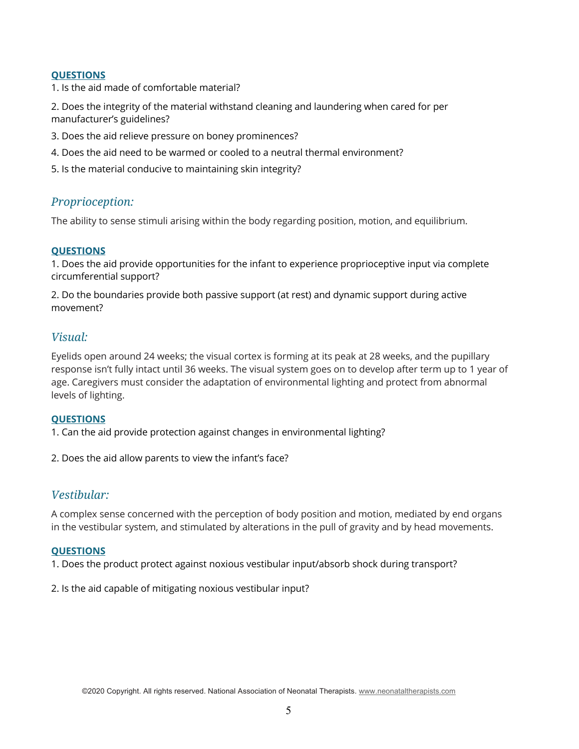**QUESTIONS**

1. Is the aid made of comfortable material?
2. Does the integrity of the material withstand cleaning and laundering when cared for per manufacturer's guidelines?
3. Does the aid relieve pressure on boney prominences?
4. Does the aid need to be warmed or cooled to a neutral thermal environment?
5. Is the material conducive to maintaining skin integrity?

## *Proprioception:*

The ability to sense stimuli arising within the body regarding position, motion, and equilibrium.

**QUESTIONS**

1. Does the aid provide opportunities for the infant to experience proprioceptive input via complete circumferential support?
2. Do the boundaries provide both passive support (at rest) and dynamic support during active movement?

## *Visual:*

Eyelids open around 24 weeks; the visual cortex is forming at its peak at 28 weeks, and the pupillary response isn't fully intact until 36 weeks. The visual system goes on to develop after term up to 1 year of age. Caregivers must consider the adaptation of environmental lighting and protect from abnormal levels of lighting.

**QUESTIONS**

1. Can the aid provide protection against changes in environmental lighting?
2. Does the aid allow parents to view the infant's face?

## *Vestibular:*

A complex sense concerned with the perception of body position and motion, mediated by end organs in the vestibular system, and stimulated by alterations in the pull of gravity and by head movements.

**QUESTIONS**

1. Does the product protect against noxious vestibular input/absorb shock during transport?
2. Is the aid capable of mitigating noxious vestibular input?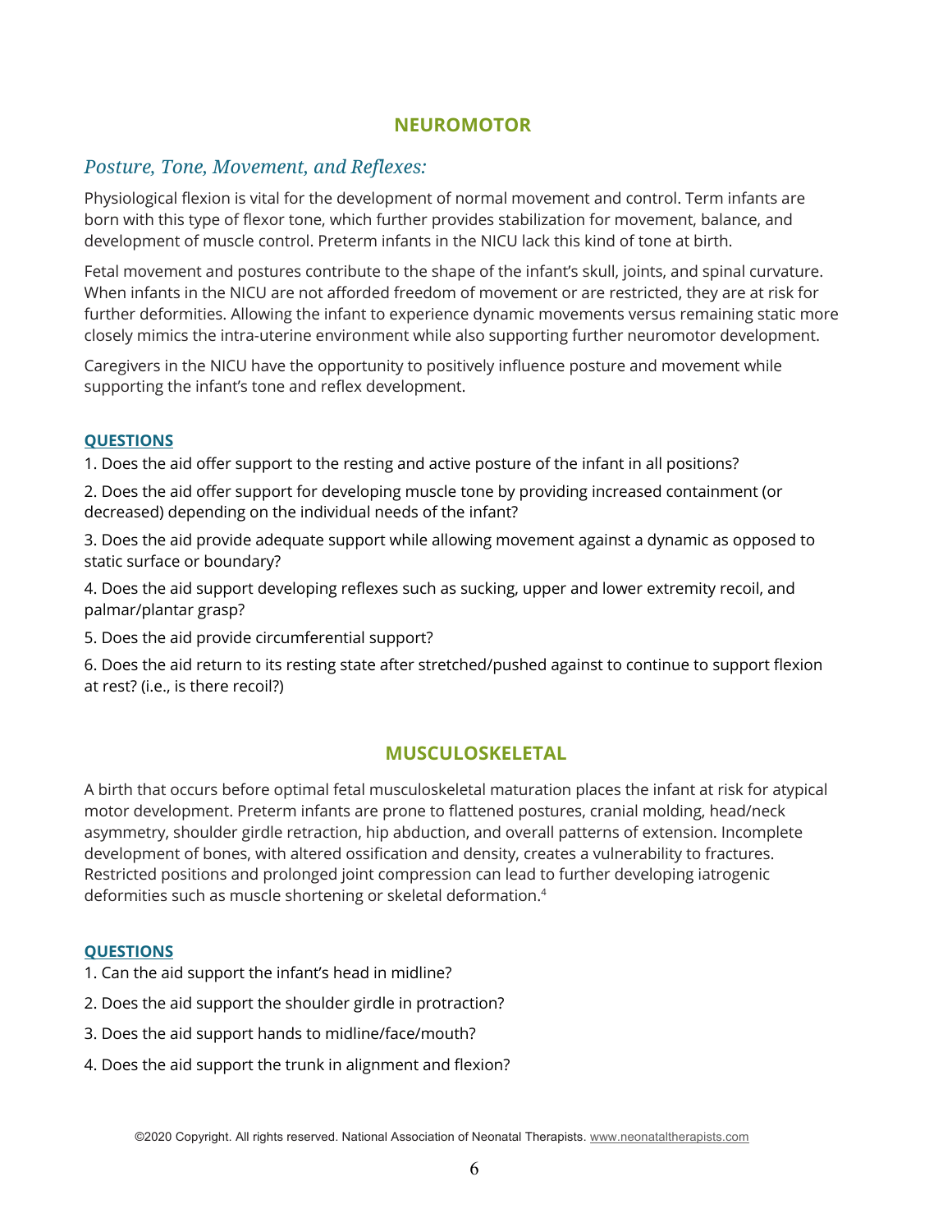## NEUROMOTOR

### *Posture, Tone, Movement, and Reflexes:*

Physiological flexion is vital for the development of normal movement and control. Term infants are born with this type of flexor tone, which further provides stabilization for movement, balance, and development of muscle control. Preterm infants in the NICU lack this kind of tone at birth.

Fetal movement and postures contribute to the shape of the infant's skull, joints, and spinal curvature. When infants in the NICU are not afforded freedom of movement or are restricted, they are at risk for further deformities. Allowing the infant to experience dynamic movements versus remaining static more closely mimics the intra-uterine environment while also supporting further neuromotor development.

Caregivers in the NICU have the opportunity to positively influence posture and movement while supporting the infant's tone and reflex development.

**QUESTIONS**

1. Does the aid offer support to the resting and active posture of the infant in all positions?
2. Does the aid offer support for developing muscle tone by providing increased containment (or decreased) depending on the individual needs of the infant?
3. Does the aid provide adequate support while allowing movement against a dynamic as opposed to static surface or boundary?
4. Does the aid support developing reflexes such as sucking, upper and lower extremity recoil, and palmar/plantar grasp?
5. Does the aid provide circumferential support?
6. Does the aid return to its resting state after stretched/pushed against to continue to support flexion at rest? (i.e., is there recoil?)

## MUSCULOSKELETAL

A birth that occurs before optimal fetal musculoskeletal maturation places the infant at risk for atypical motor development. Preterm infants are prone to flattened postures, cranial molding, head/neck asymmetry, shoulder girdle retraction, hip abduction, and overall patterns of extension. Incomplete development of bones, with altered ossification and density, creates a vulnerability to fractures. Restricted positions and prolonged joint compression can lead to further developing iatrogenic deformities such as muscle shortening or skeletal deformation.[4]

**QUESTIONS**

1. Can the aid support the infant's head in midline?
2. Does the aid support the shoulder girdle in protraction?
3. Does the aid support hands to midline/face/mouth?
4. Does the aid support the trunk in alignment and flexion?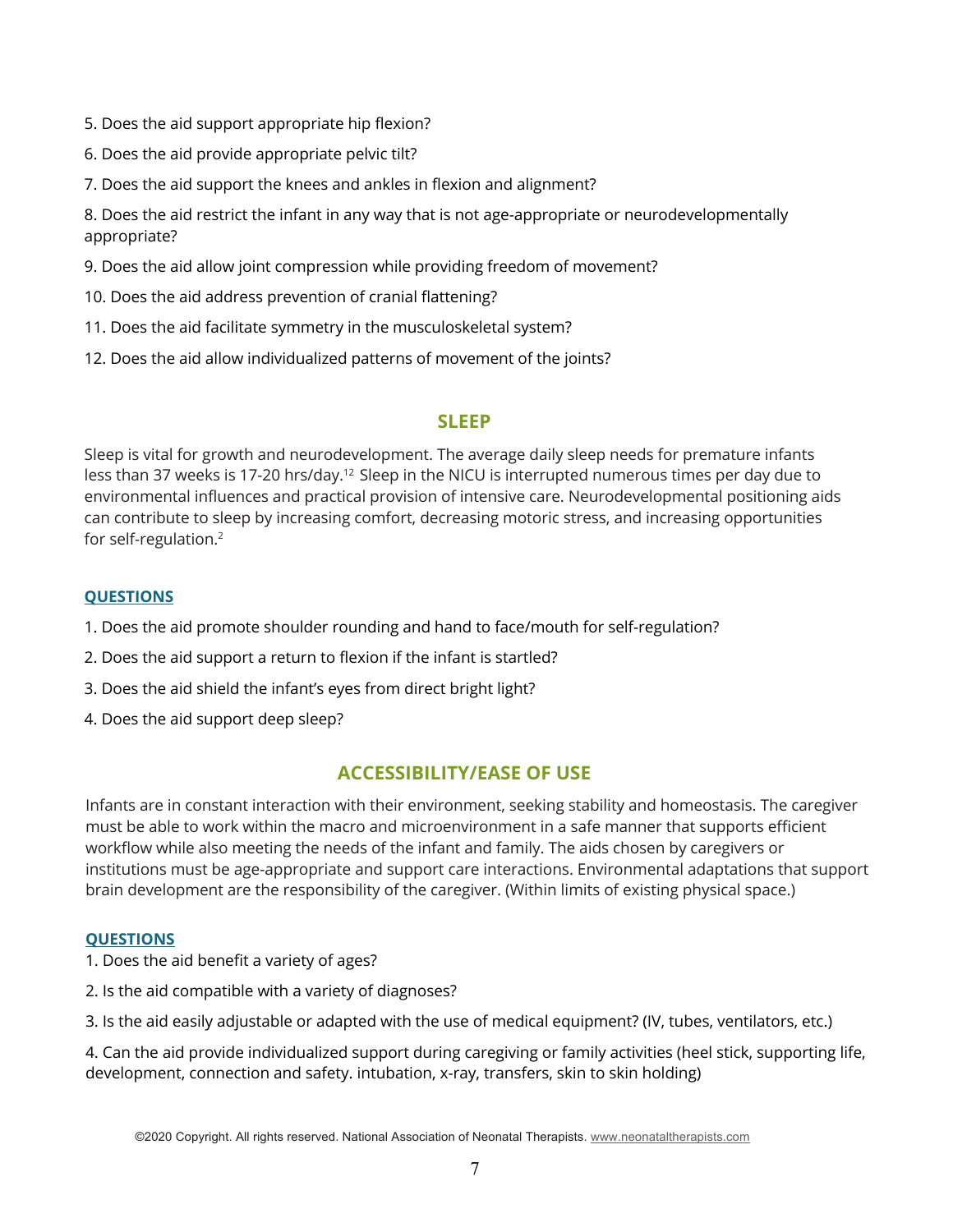5. Does the aid support appropriate hip flexion?

6. Does the aid provide appropriate pelvic tilt?

7. Does the aid support the knees and ankles in flexion and alignment?

8. Does the aid restrict the infant in any way that is not age-appropriate or neurodevelopmentally appropriate?

9. Does the aid allow joint compression while providing freedom of movement?

10. Does the aid address prevention of cranial flattening?

11. Does the aid facilitate symmetry in the musculoskeletal system?

12. Does the aid allow individualized patterns of movement of the joints?

## SLEEP

Sleep is vital for growth and neurodevelopment. The average daily sleep needs for premature infants less than 37 weeks is 17-20 hrs/day.[12] Sleep in the NICU is interrupted numerous times per day due to environmental influences and practical provision of intensive care. Neurodevelopmental positioning aids can contribute to sleep by increasing comfort, decreasing motoric stress, and increasing opportunities for self-regulation.[2]

### QUESTIONS

1. Does the aid promote shoulder rounding and hand to face/mouth for self-regulation?

2. Does the aid support a return to flexion if the infant is startled?

3. Does the aid shield the infant's eyes from direct bright light?

4. Does the aid support deep sleep?

## ACCESSIBILITY/EASE OF USE

Infants are in constant interaction with their environment, seeking stability and homeostasis. The caregiver must be able to work within the macro and microenvironment in a safe manner that supports efficient workflow while also meeting the needs of the infant and family. The aids chosen by caregivers or institutions must be age-appropriate and support care interactions. Environmental adaptations that support brain development are the responsibility of the caregiver. (Within limits of existing physical space.)

### QUESTIONS

1. Does the aid benefit a variety of ages?

2. Is the aid compatible with a variety of diagnoses?

3. Is the aid easily adjustable or adapted with the use of medical equipment? (IV, tubes, ventilators, etc.)

4. Can the aid provide individualized support during caregiving or family activities (heel stick, supporting life, development, connection and safety. intubation, x-ray, transfers, skin to skin holding)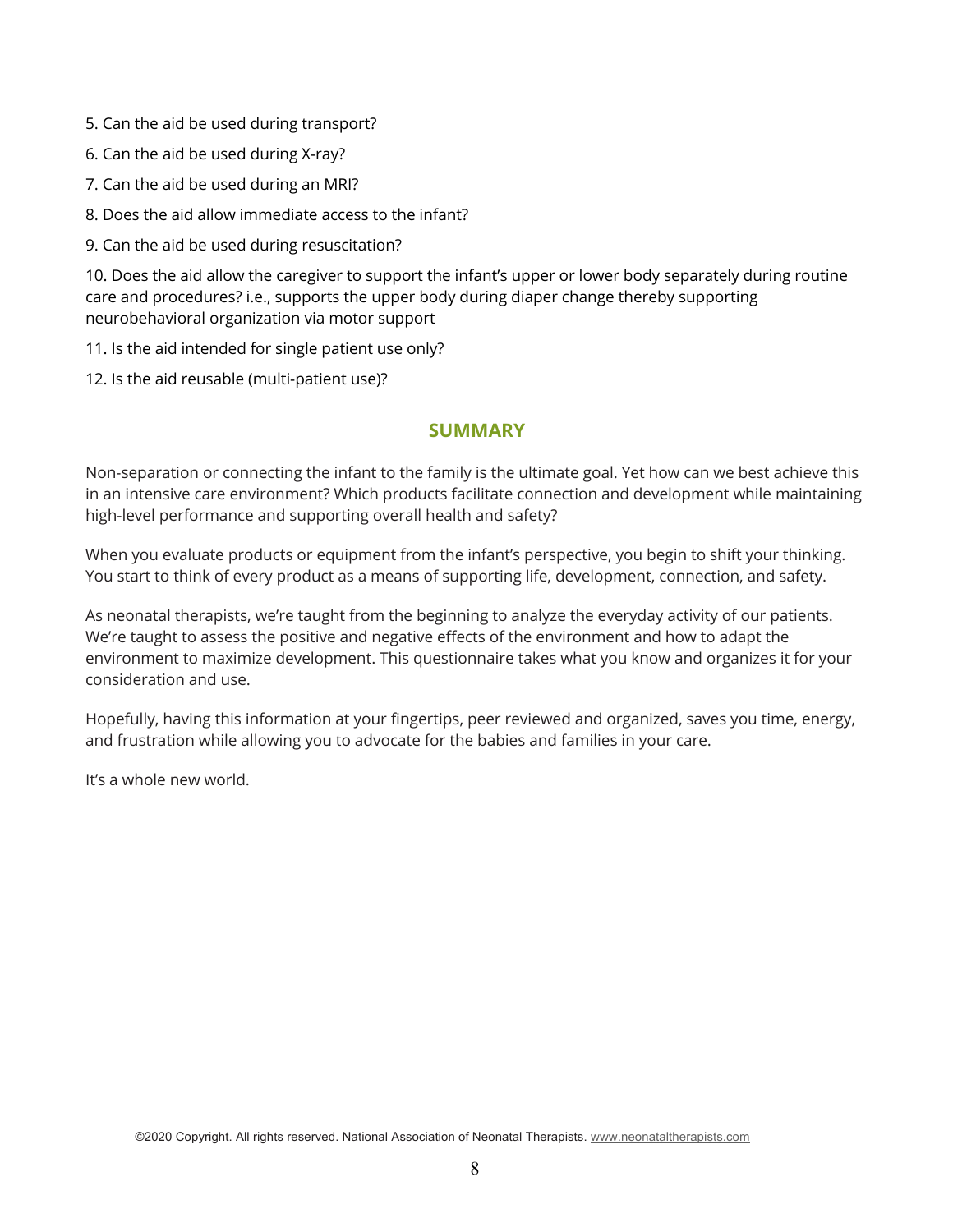5. Can the aid be used during transport?
6. Can the aid be used during X-ray?
7. Can the aid be used during an MRI?
8. Does the aid allow immediate access to the infant?
9. Can the aid be used during resuscitation?
10. Does the aid allow the caregiver to support the infant's upper or lower body separately during routine care and procedures? i.e., supports the upper body during diaper change thereby supporting neurobehavioral organization via motor support
11. Is the aid intended for single patient use only?
12. Is the aid reusable (multi-patient use)?

## SUMMARY

Non-separation or connecting the infant to the family is the ultimate goal. Yet how can we best achieve this in an intensive care environment? Which products facilitate connection and development while maintaining high-level performance and supporting overall health and safety?

When you evaluate products or equipment from the infant's perspective, you begin to shift your thinking. You start to think of every product as a means of supporting life, development, connection, and safety.

As neonatal therapists, we're taught from the beginning to analyze the everyday activity of our patients. We're taught to assess the positive and negative effects of the environment and how to adapt the environment to maximize development. This questionnaire takes what you know and organizes it for your consideration and use.

Hopefully, having this information at your fingertips, peer reviewed and organized, saves you time, energy, and frustration while allowing you to advocate for the babies and families in your care.

It's a whole new world.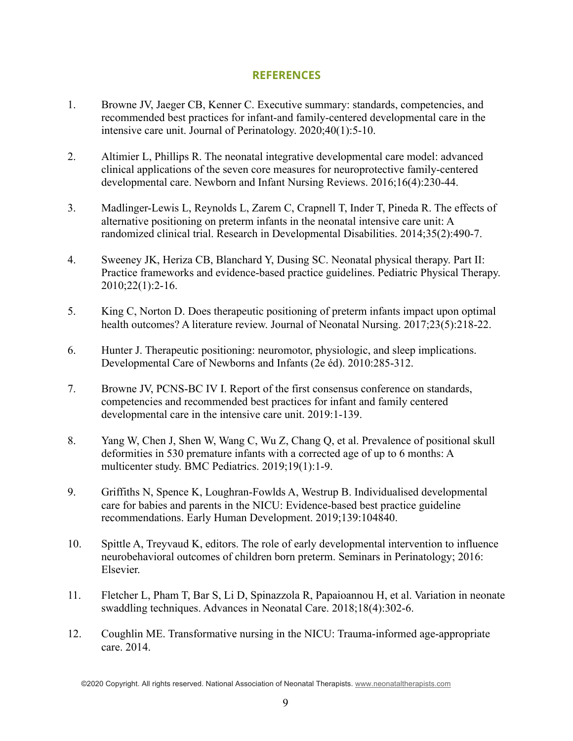## REFERENCES

1. Browne JV, Jaeger CB, Kenner C. Executive summary: standards, competencies, and recommended best practices for infant-and family-centered developmental care in the intensive care unit. Journal of Perinatology. 2020;40(1):5-10.

2. Altimier L, Phillips R. The neonatal integrative developmental care model: advanced clinical applications of the seven core measures for neuroprotective family-centered developmental care. Newborn and Infant Nursing Reviews. 2016;16(4):230-44.

3. Madlinger-Lewis L, Reynolds L, Zarem C, Crapnell T, Inder T, Pineda R. The effects of alternative positioning on preterm infants in the neonatal intensive care unit: A randomized clinical trial. Research in Developmental Disabilities. 2014;35(2):490-7.

4. Sweeney JK, Heriza CB, Blanchard Y, Dusing SC. Neonatal physical therapy. Part II: Practice frameworks and evidence-based practice guidelines. Pediatric Physical Therapy. 2010;22(1):2-16.

5. King C, Norton D. Does therapeutic positioning of preterm infants impact upon optimal health outcomes? A literature review. Journal of Neonatal Nursing. 2017;23(5):218-22.

6. Hunter J. Therapeutic positioning: neuromotor, physiologic, and sleep implications. Developmental Care of Newborns and Infants (2e éd). 2010:285-312.

7. Browne JV, PCNS-BC IV I. Report of the first consensus conference on standards, competencies and recommended best practices for infant and family centered developmental care in the intensive care unit. 2019:1-139.

8. Yang W, Chen J, Shen W, Wang C, Wu Z, Chang Q, et al. Prevalence of positional skull deformities in 530 premature infants with a corrected age of up to 6 months: A multicenter study. BMC Pediatrics. 2019;19(1):1-9.

9. Griffiths N, Spence K, Loughran-Fowlds A, Westrup B. Individualised developmental care for babies and parents in the NICU: Evidence-based best practice guideline recommendations. Early Human Development. 2019;139:104840.

10. Spittle A, Treyvaud K, editors. The role of early developmental intervention to influence neurobehavioral outcomes of children born preterm. Seminars in Perinatology; 2016: Elsevier.

11. Fletcher L, Pham T, Bar S, Li D, Spinazzola R, Papaioannou H, et al. Variation in neonate swaddling techniques. Advances in Neonatal Care. 2018;18(4):302-6.

12. Coughlin ME. Transformative nursing in the NICU: Trauma-informed age-appropriate care. 2014.

©2020 Copyright. All rights reserved. National Association of Neonatal Therapists. www.neonataltherapists.com